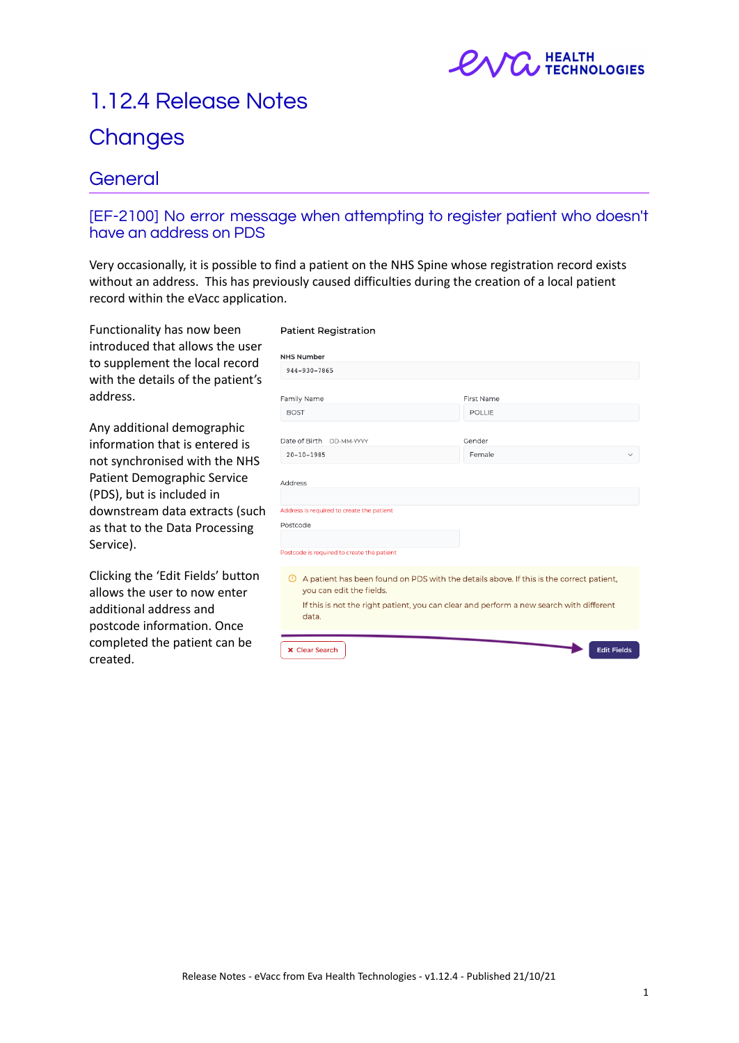# 1.12.4 Release Notes

## Changes

### General

#### [EF-2100] No error message when attempting to register patient who doesn't have an address on PDS

Very occasionally, it is possible to find a patient on the NHS Spine whose registration record exists without an address. This has previously caused difficulties during the creation of a local patient record within the eVacc application.

Functionality has now been introduced that allows the user to supplement the local record with the details of the patient's address.

Any additional demographic information that is entered is not synchronised with the NHS Patient Demographic Service (PDS), but is included in downstream data extracts (such as that to the Data Processing Service).

Clicking the 'Edit Fields' button allows the user to now enter additional address and postcode information. Once completed the patient can be created.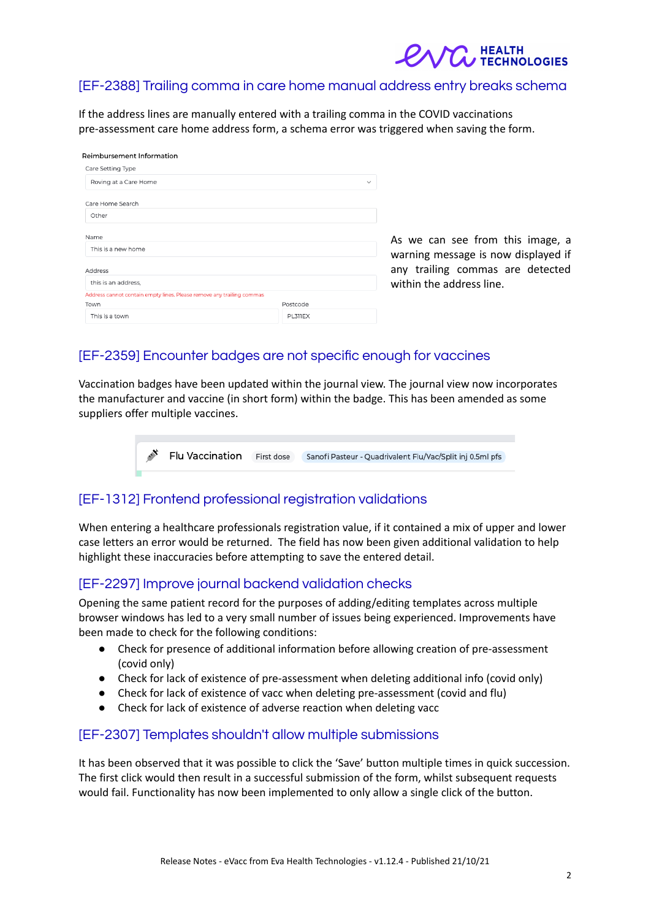## [EF-2388] Trailing comma in care home manual address entry breaks schema

If the address lines are manually entered with a trailing comma in the COVID vaccinations pre-assessment care home address form, a schema error was triggered when saving the form.

Reimbursement Information

Care Setting Type

Roving at a Care Home

Care Home Search

Other

Name

This is a new home

Address

this is an address,

Address cannot contain empty lines. Please remove any trailing commas

Town

This is a town

Postcode

PL311EX

As we can see from this image, a warning message is now displayed if any trailing commas are detected within the address line.

## [EF-2359] Encounter badges are not specific enough for vaccines

Vaccination badges have been updated within the journal view. The journal view now incorporates the manufacturer and vaccine (in short form) within the badge. This has been amended as some suppliers offer multiple vaccines.

Flu Vaccination First dose Sanofi Pasteur - Quadrivalent Flu/Vac/Split inj 0.5ml pfs

## [EF-1312] Frontend professional registration validations

When entering a healthcare professionals registration value, if it contained a mix of upper and lower case letters an error would be returned. The field has now been given additional validation to help highlight these inaccuracies before attempting to save the entered detail.

## [EF-2297] Improve journal backend validation checks

Opening the same patient record for the purposes of adding/editing templates across multiple browser windows has led to a very small number of issues being experienced. Improvements have been made to check for the following conditions:

- Check for presence of additional information before allowing creation of pre-assessment (covid only)
- Check for lack of existence of pre-assessment when deleting additional info (covid only)
- Check for lack of existence of vacc when deleting pre-assessment (covid and flu)
- Check for lack of existence of adverse reaction when deleting vacc

## [EF-2307] Templates shouldn't allow multiple submissions

It has been observed that it was possible to click the 'Save' button multiple times in quick succession. The first click would then result in a successful submission of the form, whilst subsequent requests would fail. Functionality has now been implemented to only allow a single click of the button.